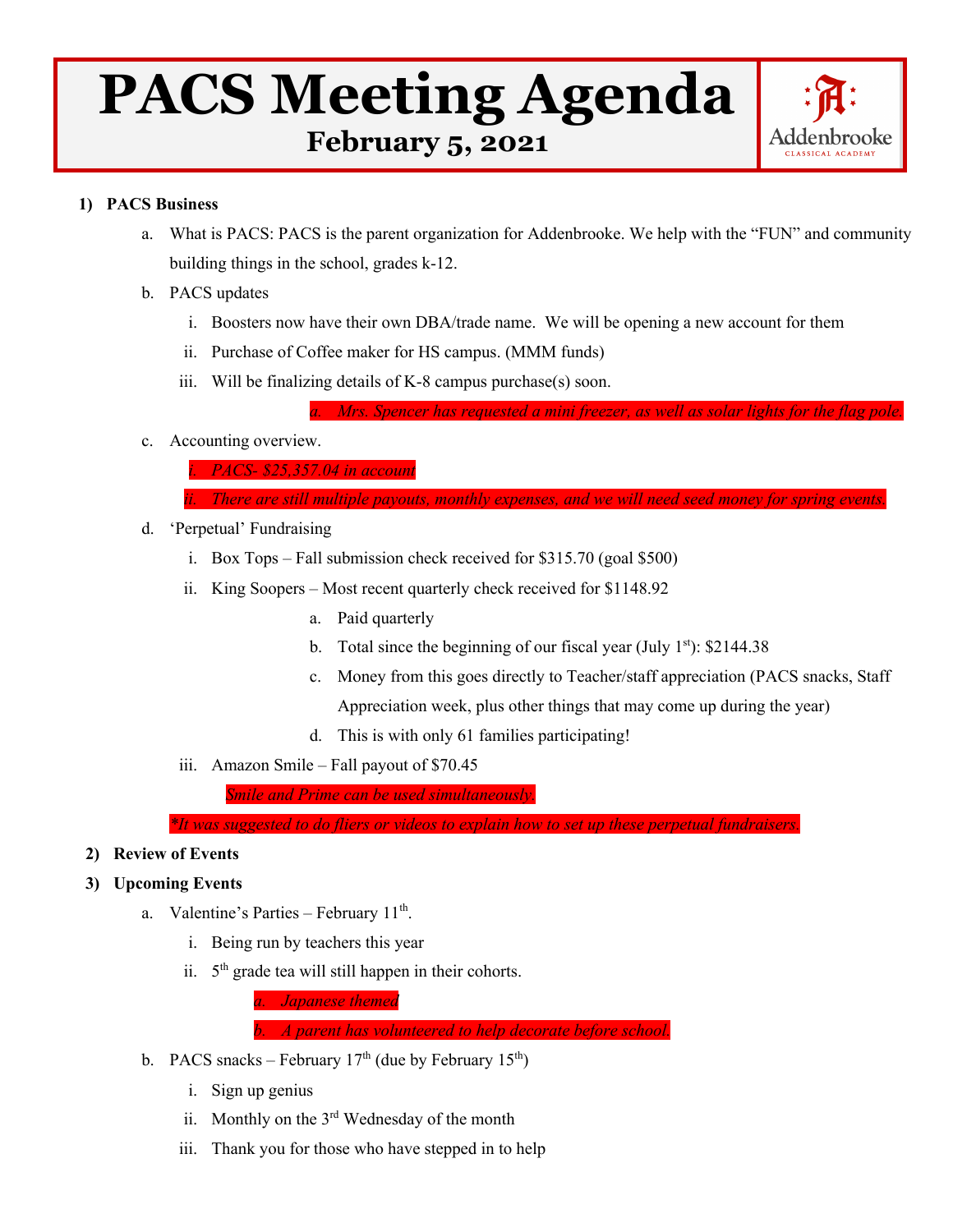# PACS Meeting Agenda

## February 5, 2021

Addenbrooke
CLASSICAL ACADEMY

1) **PACS Business**
   a. What is PACS: PACS is the parent organization for Addenbrooke. We help with the "FUN" and community building things in the school, grades k-12.
   b. PACS updates
      i. Boosters now have their own DBA/trade name. We will be opening a new account for them
      ii. Purchase of Coffee maker for HS campus. (MMM funds)
      iii. Will be finalizing details of K-8 campus purchase(s) soon.
         *a. Mrs. Spencer has requested a mini freezer, as well as solar lights for the flag pole.*
   c. Accounting overview.
      *i. PACS- $25,357.04 in account*
      *ii. There are still multiple payouts, monthly expenses, and we will need seed money for spring events.*
   d. 'Perpetual' Fundraising
      i. Box Tops – Fall submission check received for $315.70 (goal $500)
      ii. King Soopers – Most recent quarterly check received for $1148.92
         a. Paid quarterly
         b. Total since the beginning of our fiscal year (July 1st): $2144.38
         c. Money from this goes directly to Teacher/staff appreciation (PACS snacks, Staff Appreciation week, plus other things that may come up during the year)
         d. This is with only 61 families participating!
      iii. Amazon Smile – Fall payout of $70.45
         *Smile and Prime can be used simultaneously.*
      *\*It was suggested to do fliers or videos to explain how to set up these perpetual fundraisers.*

2) **Review of Events**

3) **Upcoming Events**
   a. Valentine's Parties – February 11th.
      i. Being run by teachers this year
      ii. 5th grade tea will still happen in their cohorts.
         *a. Japanese themed*
         *b. A parent has volunteered to help decorate before school.*
   b. PACS snacks – February 17th (due by February 15th)
      i. Sign up genius
      ii. Monthly on the 3rd Wednesday of the month
      iii. Thank you for those who have stepped in to help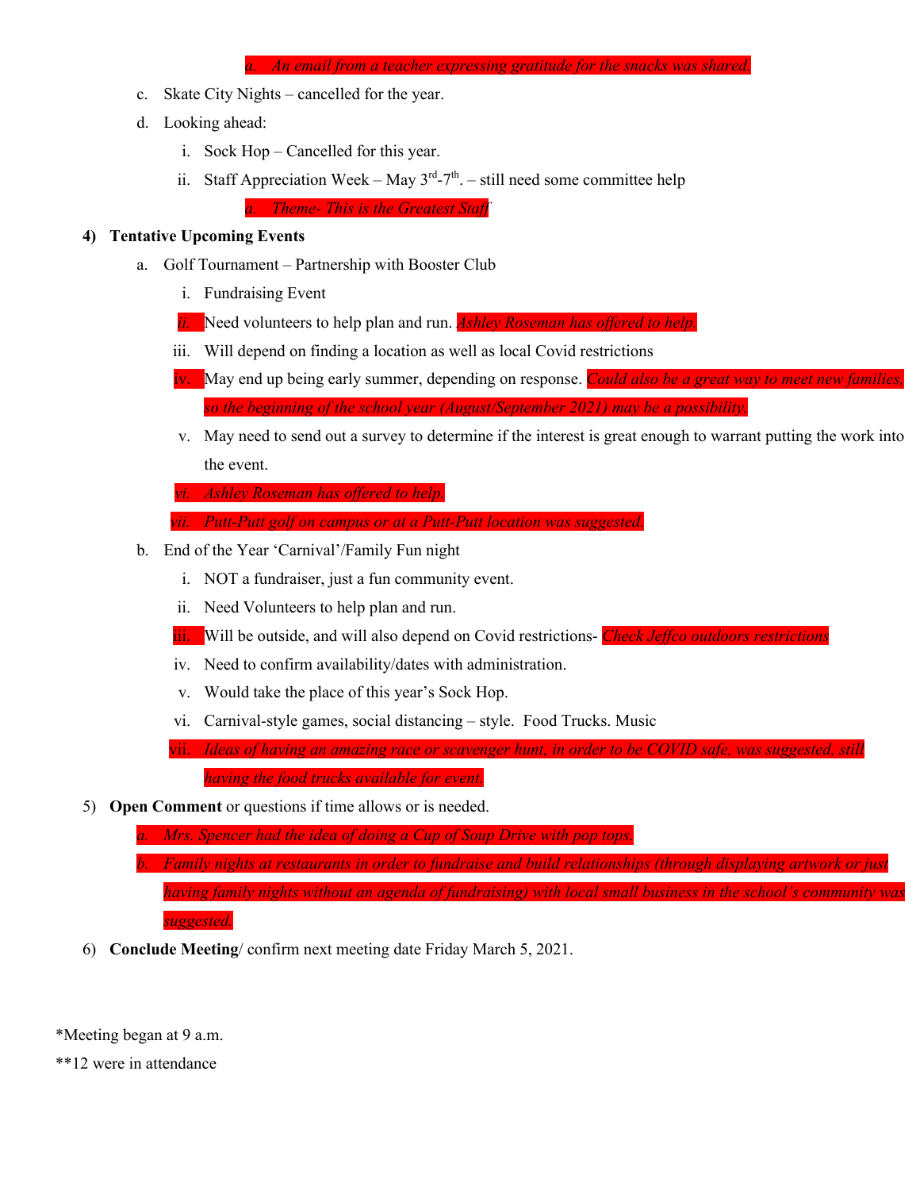*a. An email from a teacher expressing gratitude for the snacks was shared.*

c. Skate City Nights – cancelled for the year.

d. Looking ahead:

  i. Sock Hop – Cancelled for this year.

  ii. Staff Appreciation Week – May 3rd-7th. – still need some committee help

    *a. Theme- This is the Greatest Staff*

**4) Tentative Upcoming Events**

a. Golf Tournament – Partnership with Booster Club

  i. Fundraising Event

  ii. Need volunteers to help plan and run. *Ashley Roseman has offered to help.*

  iii. Will depend on finding a location as well as local Covid restrictions

  iv. May end up being early summer, depending on response. *Could also be a great way to meet new families, so the beginning of the school year (August/September 2021) may be a possibility.*

  v. May need to send out a survey to determine if the interest is great enough to warrant putting the work into the event.

  *vi. Ashley Roseman has offered to help.*

  *vii. Putt-Putt golf on campus or at a Putt-Putt location was suggested.*

b. End of the Year 'Carnival'/Family Fun night

  i. NOT a fundraiser, just a fun community event.

  ii. Need Volunteers to help plan and run.

  iii. Will be outside, and will also depend on Covid restrictions- *Check Jeffco outdoors restrictions*

  iv. Need to confirm availability/dates with administration.

  v. Would take the place of this year's Sock Hop.

  vi. Carnival-style games, social distancing – style. Food Trucks. Music

  *vii. Ideas of having an amazing race or scavenger hunt, in order to be COVID safe, was suggested, still having the food trucks available for event.*

5) **Open Comment** or questions if time allows or is needed.

*a. Mrs. Spencer had the idea of doing a Cup of Soup Drive with pop tops.*

*b. Family nights at restaurants in order to fundraise and build relationships (through displaying artwork or just having family nights without an agenda of fundraising) with local small business in the school's community was suggested.*

6) **Conclude Meeting**/ confirm next meeting date Friday March 5, 2021.

*Meeting began at 9 a.m.

**12 were in attendance